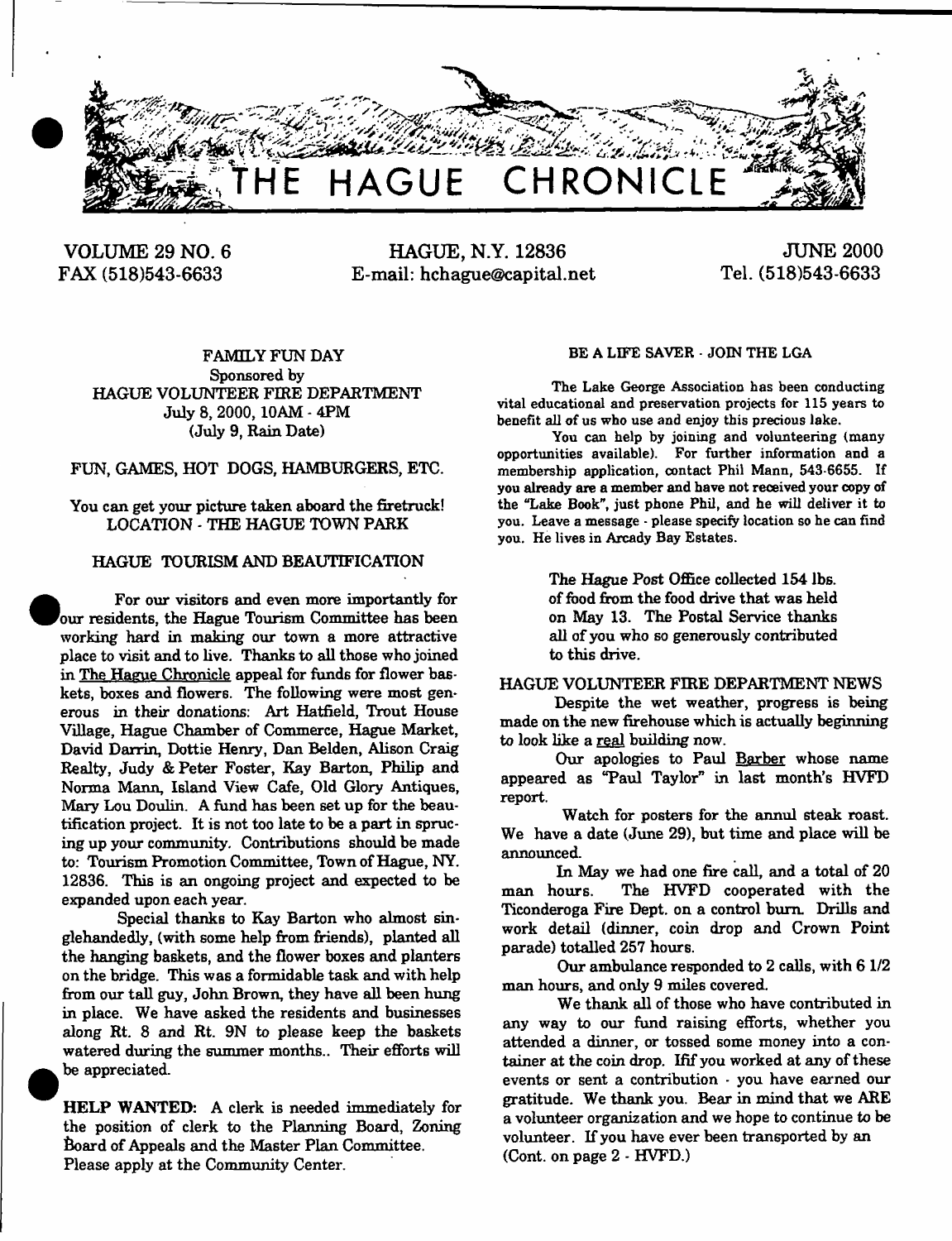# THE HAGUE CHRONICLE

VOLUME 29 NO. 6
FAX (518)543-6633

HAGUE, N.Y. 12836
E-mail: hchague@capital.net

JUNE 2000
Tel. (518)543-6633

FAMILY FUN DAY
Sponsored by
HAGUE VOLUNTEER FIRE DEPARTMENT
July 8, 2000, 10AM - 4PM
(July 9, Rain Date)

FUN, GAMES, HOT DOGS, HAMBURGERS, ETC.

You can get your picture taken aboard the firetruck!
LOCATION - THE HAGUE TOWN PARK

## HAGUE TOURISM AND BEAUTIFICATION

For our visitors and even more importantly for our residents, the Hague Tourism Committee has been working hard in making our town a more attractive place to visit and to live. Thanks to all those who joined in The Hague Chronicle appeal for funds for flower baskets, boxes and flowers. The following were most generous in their donations: Art Hatfield, Trout House Village, Hague Chamber of Commerce, Hague Market, David Darrin, Dottie Henry, Dan Belden, Alison Craig Realty, Judy & Peter Foster, Kay Barton, Philip and Norma Mann, Island View Cafe, Old Glory Antiques, Mary Lou Doulin. A fund has been set up for the beautification project. It is not too late to be a part in sprucing up your community. Contributions should be made to: Tourism Promotion Committee, Town of Hague, NY. 12836. This is an ongoing project and expected to be expanded upon each year.

Special thanks to Kay Barton who almost singlehandedly, (with some help from friends), planted all the hanging baskets, and the flower boxes and planters on the bridge. This was a formidable task and with help from our tall guy, John Brown, they have all been hung in place. We have asked the residents and businesses along Rt. 8 and Rt. 9N to please keep the baskets watered during the summer months.. Their efforts will be appreciated.

**HELP WANTED:** A clerk is needed immediately for the position of clerk to the Planning Board, Zoning Board of Appeals and the Master Plan Committee. Please apply at the Community Center.

## BE A LIFE SAVER - JOIN THE LGA

The Lake George Association has been conducting vital educational and preservation projects for 115 years to benefit all of us who use and enjoy this precious lake.

You can help by joining and volunteering (many opportunities available). For further information and a membership application, contact Phil Mann, 543-6655. If you already are a member and have not received your copy of the "Lake Book", just phone Phil, and he will deliver it to you. Leave a message - please specify location so he can find you. He lives in Arcady Bay Estates.

The Hague Post Office collected 154 lbs. of food from the food drive that was held on May 13. The Postal Service thanks all of you who so generously contributed to this drive.

## HAGUE VOLUNTEER FIRE DEPARTMENT NEWS

Despite the wet weather, progress is being made on the new firehouse which is actually beginning to look like a real building now.

Our apologies to Paul Barber whose name appeared as "Paul Taylor" in last month's HVFD report.

Watch for posters for the annul steak roast. We have a date (June 29), but time and place will be announced.

In May we had one fire call, and a total of 20 man hours. The HVFD cooperated with the Ticonderoga Fire Dept. on a control burn. Drills and work detail (dinner, coin drop and Crown Point parade) totalled 257 hours.

Our ambulance responded to 2 calls, with 6 1/2 man hours, and only 9 miles covered.

We thank all of those who have contributed in any way to our fund raising efforts, whether you attended a dinner, or tossed some money into a container at the coin drop. Ifif you worked at any of these events or sent a contribution - you have earned our gratitude. We thank you. Bear in mind that we ARE a volunteer organization and we hope to continue to be volunteer. If you have ever been transported by an (Cont. on page 2 - HVFD.)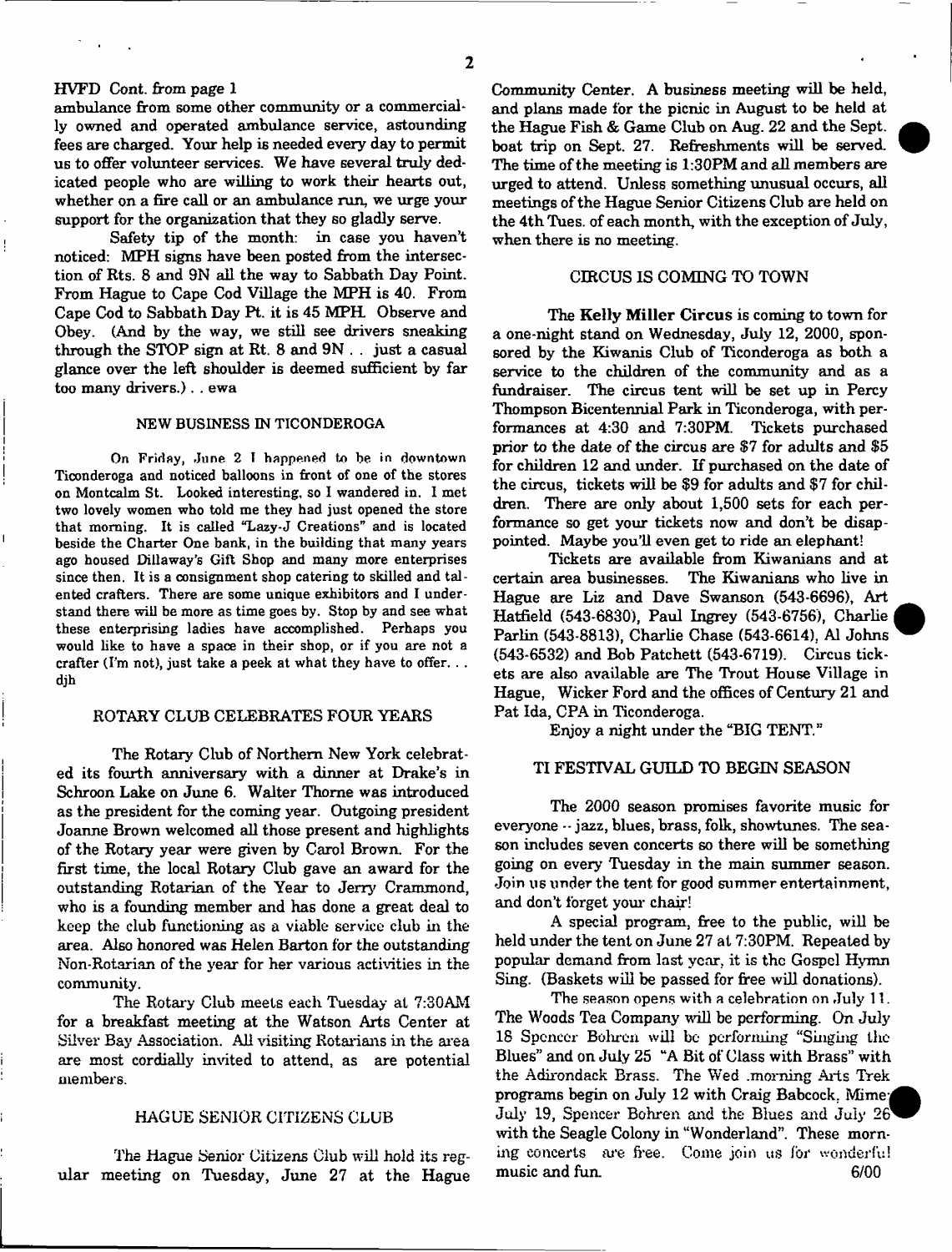HVFD Cont. from page 1

ambulance from some other community or a commercially owned and operated ambulance service, astounding fees are charged. Your help is needed every day to permit us to offer volunteer services. We have several truly dedicated people who are willing to work their hearts out, whether on a fire call or an ambulance run, we urge your support for the organization that they so gladly serve.

Safety tip of the month: in case you haven't noticed: MPH signs have been posted from the intersection of Rts. 8 and 9N all the way to Sabbath Day Point. From Hague to Cape Cod Village the MPH is 40. From Cape Cod to Sabbath Day Pt. it is 45 MPH. Observe and Obey. (And by the way, we still see drivers sneaking through the STOP sign at Rt. 8 and 9N . . just a casual glance over the left shoulder is deemed sufficient by far too many drivers.) . . ewa

## NEW BUSINESS IN TICONDEROGA

On Friday, June 2 I happened to be in downtown Ticonderoga and noticed balloons in front of one of the stores on Montcalm St. Looked interesting, so I wandered in. I met two lovely women who told me they had just opened the store that morning. It is called "Lazy-J Creations" and is located beside the Charter One bank, in the building that many years ago housed Dillaway's Gift Shop and many more enterprises since then. It is a consignment shop catering to skilled and talented crafters. There are some unique exhibitors and I understand there will be more as time goes by. Stop by and see what these enterprising ladies have accomplished. Perhaps you would like to have a space in their shop, or if you are not a crafter (I'm not), just take a peek at what they have to offer. . . djh

## ROTARY CLUB CELEBRATES FOUR YEARS

The Rotary Club of Northern New York celebrated its fourth anniversary with a dinner at Drake's in Schroon Lake on June 6. Walter Thorne was introduced as the president for the coming year. Outgoing president Joanne Brown welcomed all those present and highlights of the Rotary year were given by Carol Brown. For the first time, the local Rotary Club gave an award for the outstanding Rotarian of the Year to Jerry Crammond, who is a founding member and has done a great deal to keep the club functioning as a viable service club in the area. Also honored was Helen Barton for the outstanding Non-Rotarian of the year for her various activities in the community.

The Rotary Club meets each Tuesday at 7:30AM for a breakfast meeting at the Watson Arts Center at Silver Bay Association. All visiting Rotarians in the area are most cordially invited to attend, as are potential members.

## HAGUE SENIOR CITIZENS CLUB

The Hague Senior Citizens Club will hold its regular meeting on Tuesday, June 27 at the Hague Community Center. A business meeting will be held, and plans made for the picnic in August to be held at the Hague Fish & Game Club on Aug. 22 and the Sept. boat trip on Sept. 27. Refreshments will be served. The time of the meeting is 1:30PM and all members are urged to attend. Unless something unusual occurs, all meetings of the Hague Senior Citizens Club are held on the 4th Tues. of each month, with the exception of July, when there is no meeting.

## CIRCUS IS COMING TO TOWN

The **Kelly Miller Circus** is coming to town for a one-night stand on Wednesday, July 12, 2000, sponsored by the Kiwanis Club of Ticonderoga as both a service to the children of the community and as a fundraiser. The circus tent will be set up in Percy Thompson Bicentennial Park in Ticonderoga, with performances at 4:30 and 7:30PM. Tickets purchased prior to the date of the circus are $7 for adults and $5 for children 12 and under. If purchased on the date of the circus, tickets will be $9 for adults and $7 for children. There are only about 1,500 sets for each performance so get your tickets now and don't be disappointed. Maybe you'll even get to ride an elephant!

Tickets are available from Kiwanians and at certain area businesses. The Kiwanians who live in Hague are Liz and Dave Swanson (543-6696), Art Hatfield (543-6830), Paul Ingrey (543-6756), Charlie Parlin (543-8813), Charlie Chase (543-6614), Al Johns (543-6532) and Bob Patchett (543-6719). Circus tickets are also available are The Trout House Village in Hague, Wicker Ford and the offices of Century 21 and Pat Ida, CPA in Ticonderoga.

Enjoy a night under the "BIG TENT."

## TI FESTIVAL GUILD TO BEGIN SEASON

The 2000 season promises favorite music for everyone -- jazz, blues, brass, folk, showtunes. The season includes seven concerts so there will be something going on every Tuesday in the main summer season. Join us under the tent for good summer entertainment, and don't forget your chair!

A special program, free to the public, will be held under the tent on June 27 at 7:30PM. Repeated by popular demand from last year, it is the Gospel Hymn Sing. (Baskets will be passed for free will donations).

The season opens with a celebration on July 11. The Woods Tea Company will be performing. On July 18 Spencer Bohren will be performing "Singing the Blues" and on July 25 "A Bit of Class with Brass" with the Adirondack Brass. The Wed .morning Arts Trek programs begin on July 12 with Craig Babcock, Mime; July 19, Spencer Bohren and the Blues and July 26 with the Seagle Colony in "Wonderland". These morning concerts are free. Come join us for wonderful music and fun. 6/00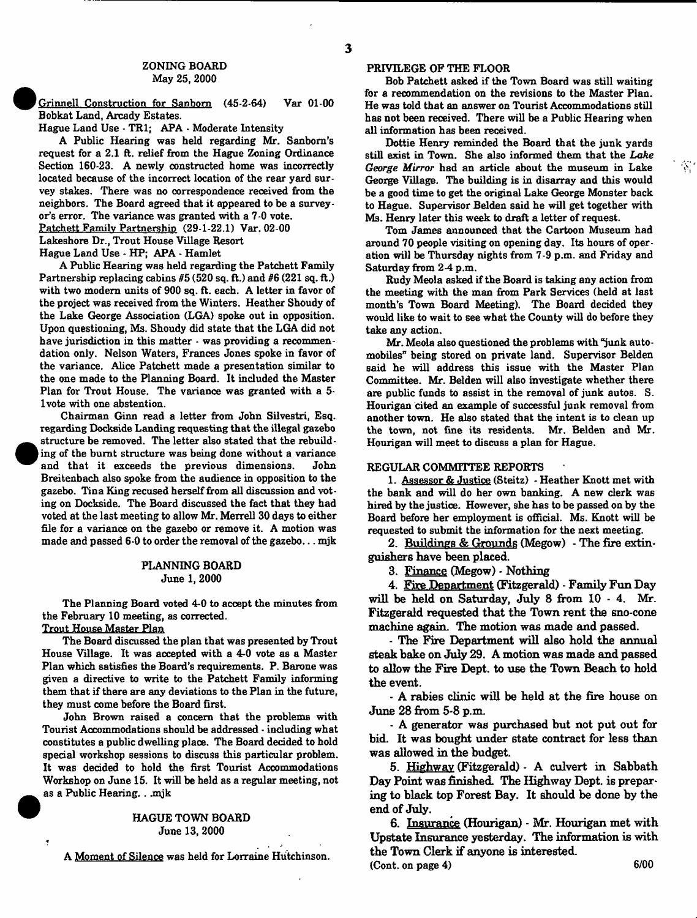## ZONING BOARD
May 25, 2000

Grinnell Construction for Sanborn (45-2-64) Var 01-00
Bobkat Land, Arcady Estates.
Hague Land Use - TR1; APA - Moderate Intensity

A Public Hearing was held regarding Mr. Sanborn's request for a 2.1 ft. relief from the Hague Zoning Ordinance Section 160-23. A newly constructed home was incorrectly located because of the incorrect location of the rear yard survey stakes. There was no correspondence received from the neighbors. The Board agreed that it appeared to be a surveyor's error. The variance was granted with a 7-0 vote.

Patchett Family Partnership (29-1-22.1) Var. 02-00
Lakeshore Dr., Trout House Village Resort
Hague Land Use - HP; APA - Hamlet

A Public Hearing was held regarding the Patchett Family Partnership replacing cabins #5 (520 sq. ft.) and #6 (221 sq. ft.) with two modern units of 900 sq. ft. each. A letter in favor of the project was received from the Winters. Heather Shoudy of the Lake George Association (LGA) spoke out in opposition. Upon questioning, Ms. Shoudy did state that the LGA did not have jurisdiction in this matter - was providing a recommendation only. Nelson Waters, Frances Jones spoke in favor of the variance. Alice Patchett made a presentation similar to the one made to the Planning Board. It included the Master Plan for Trout House. The variance was granted with a 5-1vote with one abstention.

Chairman Ginn read a letter from John Silvestri, Esq. regarding Dockside Landing requesting that the illegal gazebo structure be removed. The letter also stated that the rebuilding of the burnt structure was being done without a variance and that it exceeds the previous dimensions. John Breitenbach also spoke from the audience in opposition to the gazebo. Tina King recused herself from all discussion and voting on Dockside. The Board discussed the fact that they had voted at the last meeting to allow Mr. Merrell 30 days to either file for a variance on the gazebo or remove it. A motion was made and passed 6-0 to order the removal of the gazebo... mjk

## PLANNING BOARD
June 1, 2000

The Planning Board voted 4-0 to accept the minutes from the February 10 meeting, as corrected.

Trout House Master Plan

The Board discussed the plan that was presented by Trout House Village. It was accepted with a 4-0 vote as a Master Plan which satisfies the Board's requirements. P. Barone was given a directive to write to the Patchett Family informing them that if there are any deviations to the Plan in the future, they must come before the Board first.

John Brown raised a concern that the problems with Tourist Accommodations should be addressed - including what constitutes a public dwelling place. The Board decided to hold special workshop sessions to discuss this particular problem. It was decided to hold the first Tourist Accommodations Workshop on June 15. It will be held as a regular meeting, not as a Public Hearing. . mjk

## HAGUE TOWN BOARD
June 13, 2000

A Moment of Silence was held for Lorraine Hutchinson.

PRIVILEGE OF THE FLOOR

Bob Patchett asked if the Town Board was still waiting for a recommendation on the revisions to the Master Plan. He was told that an answer on Tourist Accommodations still has not been received. There will be a Public Hearing when all information has been received.

Dottie Henry reminded the Board that the junk yards still exist in Town. She also informed them that the *Lake George Mirror* had an article about the museum in Lake George Village. The building is in disarray and this would be a good time to get the original Lake George Monster back to Hague. Supervisor Belden said he will get together with Ms. Henry later this week to draft a letter of request.

Tom James announced that the Cartoon Museum had around 70 people visiting on opening day. Its hours of operation will be Thursday nights from 7-9 p.m. and Friday and Saturday from 2-4 p.m.

Rudy Meola asked if the Board is taking any action from the meeting with the man from Park Services (held at last month's Town Board Meeting). The Board decided they would like to wait to see what the County will do before they take any action.

Mr. Meola also questioned the problems with "junk automobiles" being stored on private land. Supervisor Belden said he will address this issue with the Master Plan Committee. Mr. Belden will also investigate whether there are public funds to assist in the removal of junk autos. S. Hourigan cited an example of successful junk removal from another town. He also stated that the intent is to clean up the town, not fine its residents. Mr. Belden and Mr. Hourigan will meet to discuss a plan for Hague.

REGULAR COMMITTEE REPORTS

1. Assessor & Justice (Steitz) - Heather Knott met with the bank and will do her own banking. A new clerk was hired by the justice. However, she has to be passed on by the Board before her employment is official. Ms. Knott will be requested to submit the information for the next meeting.

2. Buildings & Grounds (Megow) - The fire extinguishers have been placed.

3. Finance (Megow) - Nothing

4. Fire Department (Fitzgerald) - Family Fun Day will be held on Saturday, July 8 from 10 - 4. Mr. Fitzgerald requested that the Town rent the sno-cone machine again. The motion was made and passed.

- The Fire Department will also hold the annual steak bake on July 29. A motion was made and passed to allow the Fire Dept. to use the Town Beach to hold the event.

- A rabies clinic will be held at the fire house on June 28 from 5-8 p.m.

- A generator was purchased but not put out for bid. It was bought under state contract for less than was allowed in the budget.

5. Highway (Fitzgerald) - A culvert in Sabbath Day Point was finished. The Highway Dept. is preparing to black top Forest Bay. It should be done by the end of July.

6. Insurance (Hourigan) - Mr. Hourigan met with Upstate Insurance yesterday. The information is with the Town Clerk if anyone is interested.

(Cont. on page 4)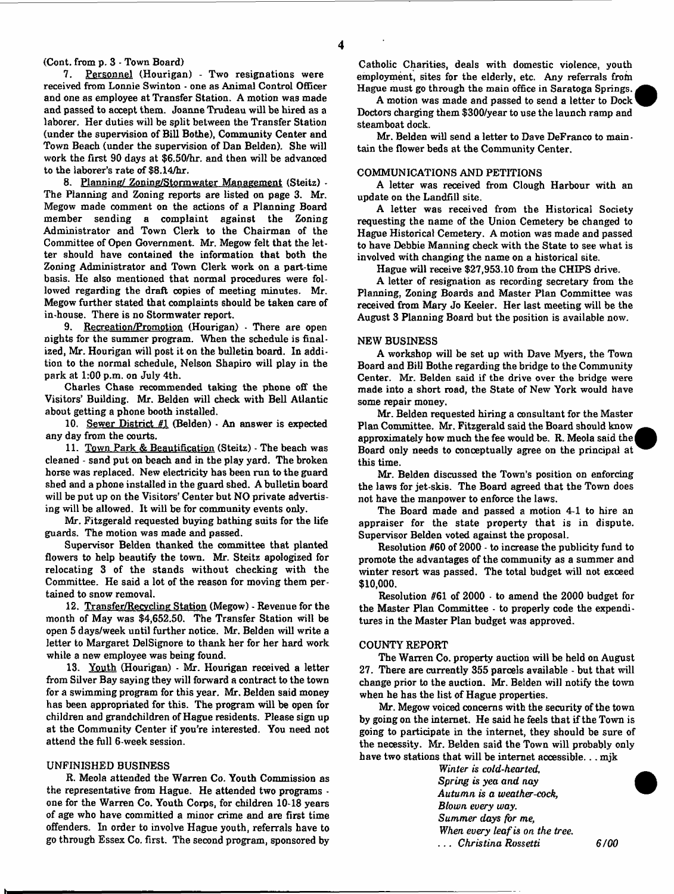(Cont. from p. 3 - Town Board)

7. Personnel (Hourigan) - Two resignations were received from Lonnie Swinton - one as Animal Control Officer and one as employee at Transfer Station. A motion was made and passed to accept them. Joanne Trudeau will be hired as a laborer. Her duties will be split between the Transfer Station (under the supervision of Bill Bothe), Community Center and Town Beach (under the supervision of Dan Belden). She will work the first 90 days at $6.50/hr. and then will be advanced to the laborer's rate of $8.14/hr.

8. Planning/ Zoning/Stormwater Management (Steitz) - The Planning and Zoning reports are listed on page 3. Mr. Megow made comment on the actions of a Planning Board member sending a complaint against the Zoning Administrator and Town Clerk to the Chairman of the Committee of Open Government. Mr. Megow felt that the letter should have contained the information that both the Zoning Administrator and Town Clerk work on a part-time basis. He also mentioned that normal procedures were followed regarding the draft copies of meeting minutes. Mr. Megow further stated that complaints should be taken care of in-house. There is no Stormwater report.

9. Recreation/Promotion (Hourigan) - There are open nights for the summer program. When the schedule is finalized, Mr. Hourigan will post it on the bulletin board. In addition to the normal schedule, Nelson Shapiro will play in the park at 1:00 p.m. on July 4th.

Charles Chase recommended taking the phone off the Visitors' Building. Mr. Belden will check with Bell Atlantic about getting a phone booth installed.

10. Sewer District #1 (Belden) - An answer is expected any day from the courts.

11. Town Park & Beautification (Steitz) - The beach was cleaned - sand put on beach and in the play yard. The broken horse was replaced. New electricity has been run to the guard shed and a phone installed in the guard shed. A bulletin board will be put up on the Visitors' Center but NO private advertising will be allowed. It will be for community events only.

Mr. Fitzgerald requested buying bathing suits for the life guards. The motion was made and passed.

Supervisor Belden thanked the committee that planted flowers to help beautify the town. Mr. Steitz apologized for relocating 3 of the stands without checking with the Committee. He said a lot of the reason for moving them pertained to snow removal.

12. Transfer/Recycling Station (Megow) - Revenue for the month of May was $4,652.50. The Transfer Station will be open 5 days/week until further notice. Mr. Belden will write a letter to Margaret DelSignore to thank her for her hard work while a new employee was being found.

13. Youth (Hourigan) - Mr. Hourigan received a letter from Silver Bay saying they will forward a contract to the town for a swimming program for this year. Mr. Belden said money has been appropriated for this. The program will be open for children and grandchildren of Hague residents. Please sign up at the Community Center if you're interested. You need not attend the full 6-week session.

## UNFINISHED BUSINESS

R. Meola attended the Warren Co. Youth Commission as the representative from Hague. He attended two programs - one for the Warren Co. Youth Corps, for children 10-18 years of age who have committed a minor crime and are first time offenders. In order to involve Hague youth, referrals have to go through Essex Co. first. The second program, sponsored by Catholic Charities, deals with domestic violence, youth employment, sites for the elderly, etc. Any referrals from Hague must go through the main office in Saratoga Springs.

A motion was made and passed to send a letter to Dock Doctors charging them $300/year to use the launch ramp and steamboat dock.

Mr. Belden will send a letter to Dave DeFranco to maintain the flower beds at the Community Center.

## COMMUNICATIONS AND PETITIONS

A letter was received from Clough Harbour with an update on the Landfill site.

A letter was received from the Historical Society requesting the name of the Union Cemetery be changed to Hague Historical Cemetery. A motion was made and passed to have Debbie Manning check with the State to see what is involved with changing the name on a historical site.

Hague will receive $27,953.10 from the CHIPS drive.

A letter of resignation as recording secretary from the Planning, Zoning Boards and Master Plan Committee was received from Mary Jo Keeler. Her last meeting will be the August 3 Planning Board but the position is available now.

## NEW BUSINESS

A workshop will be set up with Dave Myers, the Town Board and Bill Bothe regarding the bridge to the Community Center. Mr. Belden said if the drive over the bridge were made into a short road, the State of New York would have some repair money.

Mr. Belden requested hiring a consultant for the Master Plan Committee. Mr. Fitzgerald said the Board should know approximately how much the fee would be. R. Meola said the Board only needs to conceptually agree on the principal at this time.

Mr. Belden discussed the Town's position on enforcing the laws for jet-skis. The Board agreed that the Town does not have the manpower to enforce the laws.

The Board made and passed a motion 4-1 to hire an appraiser for the state property that is in dispute. Supervisor Belden voted against the proposal.

Resolution #60 of 2000 - to increase the publicity fund to promote the advantages of the community as a summer and winter resort was passed. The total budget will not exceed $10,000.

Resolution #61 of 2000 - to amend the 2000 budget for the Master Plan Committee - to properly code the expenditures in the Master Plan budget was approved.

## COUNTY REPORT

The Warren Co. property auction will be held on August 27. There are currently 355 parcels available - but that will change prior to the auction. Mr. Belden will notify the town when he has the list of Hague properties.

Mr. Megow voiced concerns with the security of the town by going on the internet. He said he feels that if the Town is going to participate in the internet, they should be sure of the necessity. Mr. Belden said the Town will probably only have two stations that will be internet accessible. . . mjk

*Winter is cold-hearted,*
*Spring is yea and nay*
*Autumn is a weather-cock,*
*Blown every way.*
*Summer days for me,*
*When every leaf is on the tree.*
*. . . Christina Rossetti* 6/00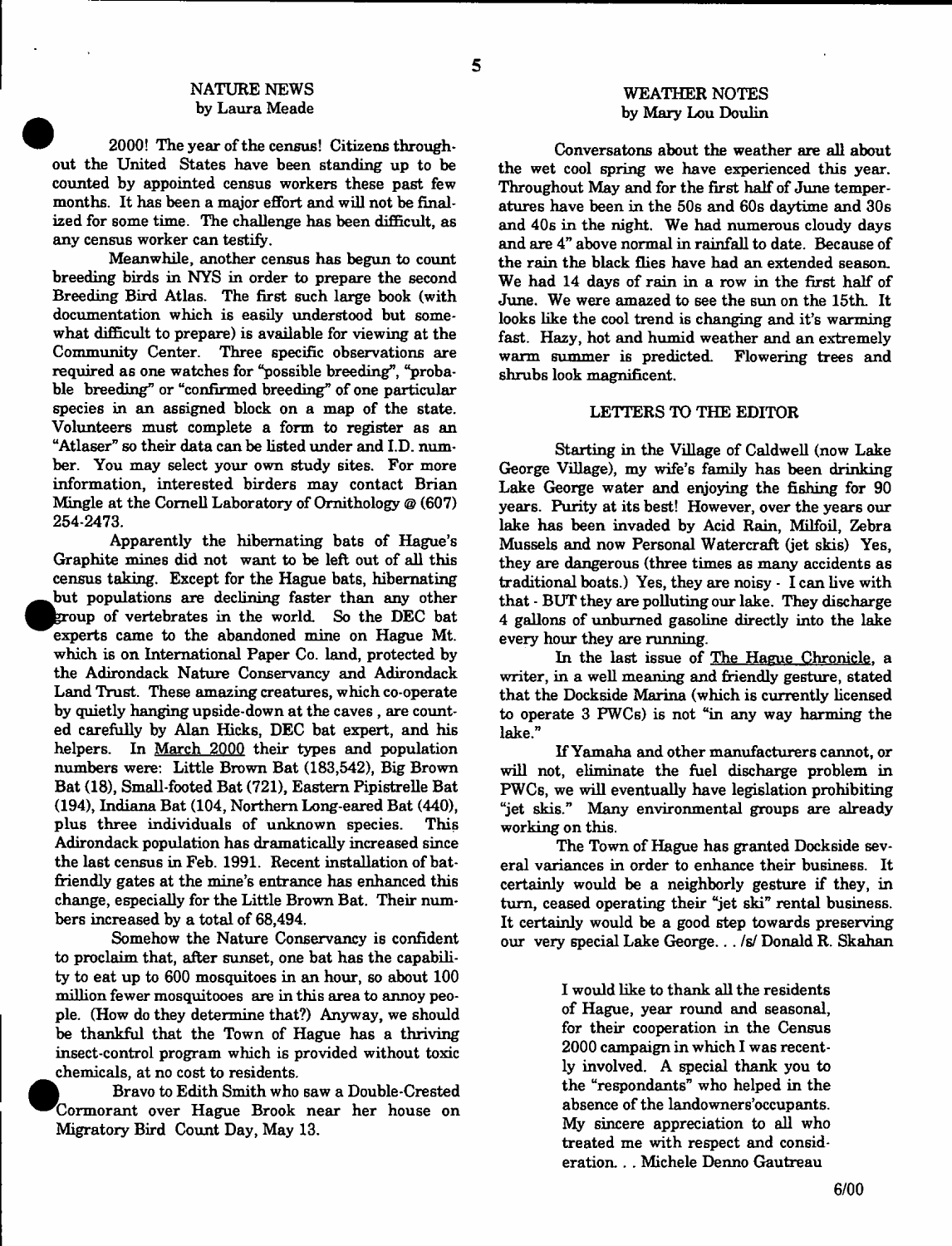## NATURE NEWS
by Laura Meade

2000! The year of the census! Citizens throughout the United States have been standing up to be counted by appointed census workers these past few months. It has been a major effort and will not be finalized for some time. The challenge has been difficult, as any census worker can testify.

Meanwhile, another census has begun to count breeding birds in NYS in order to prepare the second Breeding Bird Atlas. The first such large book (with documentation which is easily understood but somewhat difficult to prepare) is available for viewing at the Community Center. Three specific observations are required as one watches for "possible breeding", "probable breeding" or "confirmed breeding" of one particular species in an assigned block on a map of the state. Volunteers must complete a form to register as an "Atlaser" so their data can be listed under and I.D. number. You may select your own study sites. For more information, interested birders may contact Brian Mingle at the Cornell Laboratory of Ornithology @ (607) 254-2473.

Apparently the hibernating bats of Hague's Graphite mines did not want to be left out of all this census taking. Except for the Hague bats, hibernating bat populations are declining faster than any other group of vertebrates in the world. So the DEC bat experts came to the abandoned mine on Hague Mt. which is on International Paper Co. land, protected by the Adirondack Nature Conservancy and Adirondack Land Trust. These amazing creatures, which co-operate by quietly hanging upside-down at the caves, are counted carefully by Alan Hicks, DEC bat expert, and his helpers. In March 2000 their types and population numbers were: Little Brown Bat (183,542), Big Brown Bat (18), Small-footed Bat (721), Eastern Pipistrelle Bat (194), Indiana Bat (104, Northern Long-eared Bat (440), plus three individuals of unknown species. This Adirondack population has dramatically increased since the last census in Feb. 1991. Recent installation of bat-friendly gates at the mine's entrance has enhanced this change, especially for the Little Brown Bat. Their numbers increased by a total of 68,494.

Somehow the Nature Conservancy is confident to proclaim that, after sunset, one bat has the capability to eat up to 600 mosquitoes in an hour, so about 100 million fewer mosquitooes are in this area to annoy people. (How do they determine that?) Anyway, we should be thankful that the Town of Hague has a thriving insect-control program which is provided without toxic chemicals, at no cost to residents.

Bravo to Edith Smith who saw a Double-Crested Cormorant over Hague Brook near her house on Migratory Bird Count Day, May 13.

## WEATHER NOTES
by Mary Lou Doulin

Conversatons about the weather are all about the wet cool spring we have experienced this year. Throughout May and for the first half of June temperatures have been in the 50s and 60s daytime and 30s and 40s in the night. We had numerous cloudy days and are 4" above normal in rainfall to date. Because of the rain the black flies have had an extended season. We had 14 days of rain in a row in the first half of June. We were amazed to see the sun on the 15th. It looks like the cool trend is changing and it's warming fast. Hazy, hot and humid weather and an extremely warm summer is predicted. Flowering trees and shrubs look magnificent.

## LETTERS TO THE EDITOR

Starting in the Village of Caldwell (now Lake George Village), my wife's family has been drinking Lake George water and enjoying the fishing for 90 years. Purity at its best! However, over the years our lake has been invaded by Acid Rain, Milfoil, Zebra Mussels and now Personal Watercraft (jet skis) Yes, they are dangerous (three times as many accidents as traditional boats.) Yes, they are noisy - I can live with that - BUT they are polluting our lake. They discharge 4 gallons of unburned gasoline directly into the lake every hour they are running.

In the last issue of The Hague Chronicle, a writer, in a well meaning and friendly gesture, stated that the Dockside Marina (which is currently licensed to operate 3 PWCs) is not "in any way harming the lake."

If Yamaha and other manufacturers cannot, or will not, eliminate the fuel discharge problem in PWCs, we will eventually have legislation prohibiting "jet skis." Many environmental groups are already working on this.

The Town of Hague has granted Dockside several variances in order to enhance their business. It certainly would be a neighborly gesture if they, in turn, ceased operating their "jet ski" rental business. It certainly would be a good step towards preserving our very special Lake George. . . /s/ Donald R. Skahan

I would like to thank all the residents of Hague, year round and seasonal, for their cooperation in the Census 2000 campaign in which I was recently involved. A special thank you to the "respondants" who helped in the absence of the landowners'occupants. My sincere appreciation to all who treated me with respect and consideration. . . Michele Denno Gautreau

6/00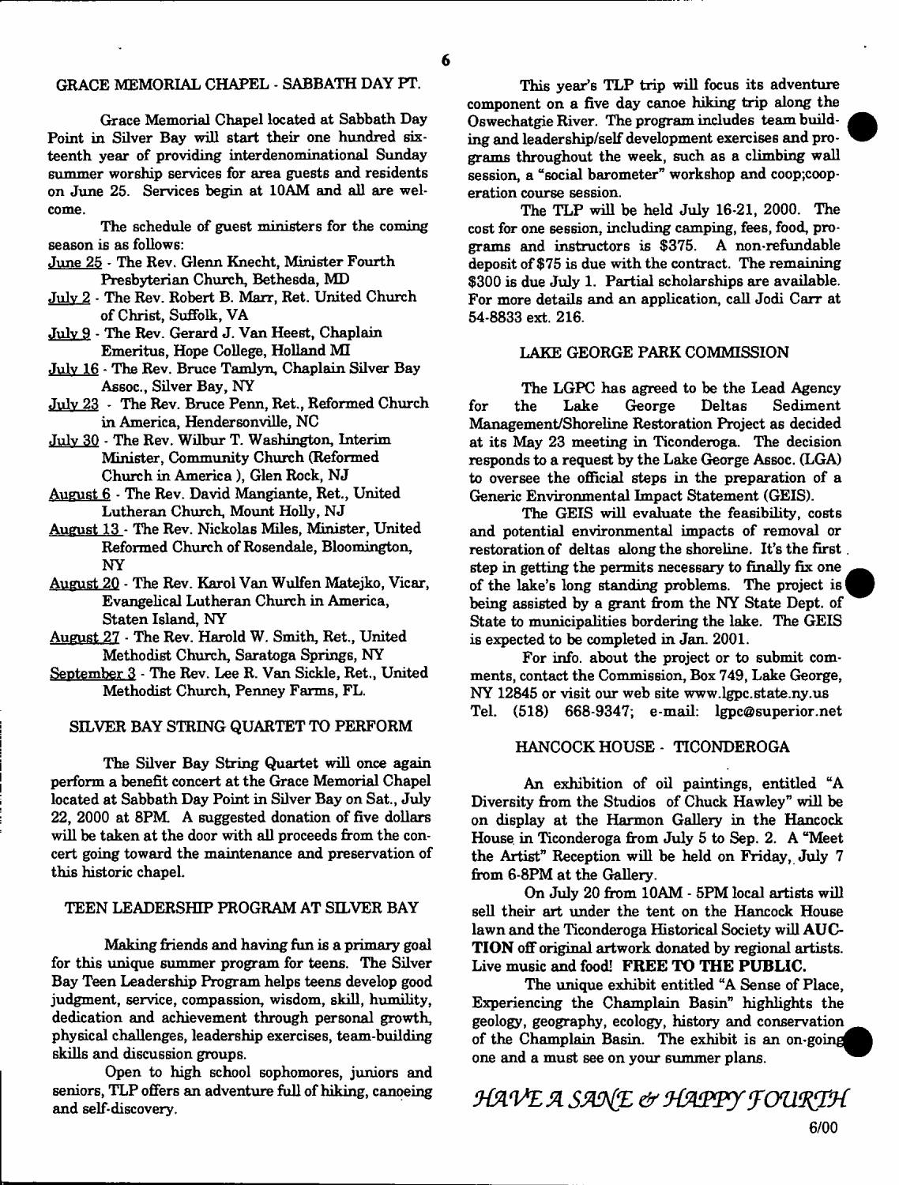## GRACE MEMORIAL CHAPEL - SABBATH DAY PT.

Grace Memorial Chapel located at Sabbath Day Point in Silver Bay will start their one hundred sixteenth year of providing interdenominational Sunday summer worship services for area guests and residents on June 25. Services begin at 10AM and all are welcome.

The schedule of guest ministers for the coming season is as follows:

June 25 - The Rev. Glenn Knecht, Minister Fourth Presbyterian Church, Bethesda, MD

July 2 - The Rev. Robert B. Marr, Ret. United Church of Christ, Suffolk, VA

July 9 - The Rev. Gerard J. Van Heest, Chaplain Emeritus, Hope College, Holland MI

July 16 - The Rev. Bruce Tamlyn, Chaplain Silver Bay Assoc., Silver Bay, NY

July 23 - The Rev. Bruce Penn, Ret., Reformed Church in America, Hendersonville, NC

July 30 - The Rev. Wilbur T. Washington, Interim Minister, Community Church (Reformed Church in America ), Glen Rock, NJ

August 6 - The Rev. David Mangiante, Ret., United Lutheran Church, Mount Holly, NJ

August 13 - The Rev. Nickolas Miles, Minister, United Reformed Church of Rosendale, Bloomington, NY

August 20 - The Rev. Karol Van Wulfen Matejko, Vicar, Evangelical Lutheran Church in America, Staten Island, NY

August 27 - The Rev. Harold W. Smith, Ret., United Methodist Church, Saratoga Springs, NY

September 3 - The Rev. Lee R. Van Sickle, Ret., United Methodist Church, Penney Farms, FL.

## SILVER BAY STRING QUARTET TO PERFORM

The Silver Bay String Quartet will once again perform a benefit concert at the Grace Memorial Chapel located at Sabbath Day Point in Silver Bay on Sat., July 22, 2000 at 8PM. A suggested donation of five dollars will be taken at the door with all proceeds from the concert going toward the maintenance and preservation of this historic chapel.

## TEEN LEADERSHIP PROGRAM AT SILVER BAY

Making friends and having fun is a primary goal for this unique summer program for teens. The Silver Bay Teen Leadership Program helps teens develop good judgment, service, compassion, wisdom, skill, humility, dedication and achievement through personal growth, physical challenges, leadership exercises, team-building skills and discussion groups.

Open to high school sophomores, juniors and seniors, TLP offers an adventure full of hiking, canoeing and self-discovery.

This year's TLP trip will focus its adventure component on a five day canoe hiking trip along the Oswechatgie River. The program includes team building and leadership/self development exercises and programs throughout the week, such as a climbing wall session, a "social barometer" workshop and coop;cooperation course session.

The TLP will be held July 16-21, 2000. The cost for one session, including camping, fees, food, programs and instructors is $375. A non-refundable deposit of $75 is due with the contract. The remaining $300 is due July 1. Partial scholarships are available. For more details and an application, call Jodi Carr at 54-8833 ext. 216.

## LAKE GEORGE PARK COMMISSION

The LGPC has agreed to be the Lead Agency for the Lake George Deltas Sediment Management/Shoreline Restoration Project as decided at its May 23 meeting in Ticonderoga. The decision responds to a request by the Lake George Assoc. (LGA) to oversee the official steps in the preparation of a Generic Environmental Impact Statement (GEIS).

The GEIS will evaluate the feasibility, costs and potential environmental impacts of removal or restoration of deltas along the shoreline. It's the first step in getting the permits necessary to finally fix one of the lake's long standing problems. The project is being assisted by a grant from the NY State Dept. of State to municipalities bordering the lake. The GEIS is expected to be completed in Jan. 2001.

For info. about the project or to submit comments, contact the Commission, Box 749, Lake George, NY 12845 or visit our web site www.lgpc.state.ny.us Tel. (518) 668-9347; e-mail: lgpc@superior.net

## HANCOCK HOUSE - TICONDEROGA

An exhibition of oil paintings, entitled "A Diversity from the Studios of Chuck Hawley" will be on display at the Harmon Gallery in the Hancock House in Ticonderoga from July 5 to Sep. 2. A "Meet the Artist" Reception will be held on Friday, July 7 from 6-8PM at the Gallery.

On July 20 from 10AM - 5PM local artists will sell their art under the tent on the Hancock House lawn and the Ticonderoga Historical Society will **AUCTION** off original artwork donated by regional artists. Live music and food! **FREE TO THE PUBLIC.**

The unique exhibit entitled "A Sense of Place, Experiencing the Champlain Basin" highlights the geology, geography, ecology, history and conservation of the Champlain Basin. The exhibit is an on-going one and a must see on your summer plans.

*HAVE A SANE & HAPPY FOURTH*

6/00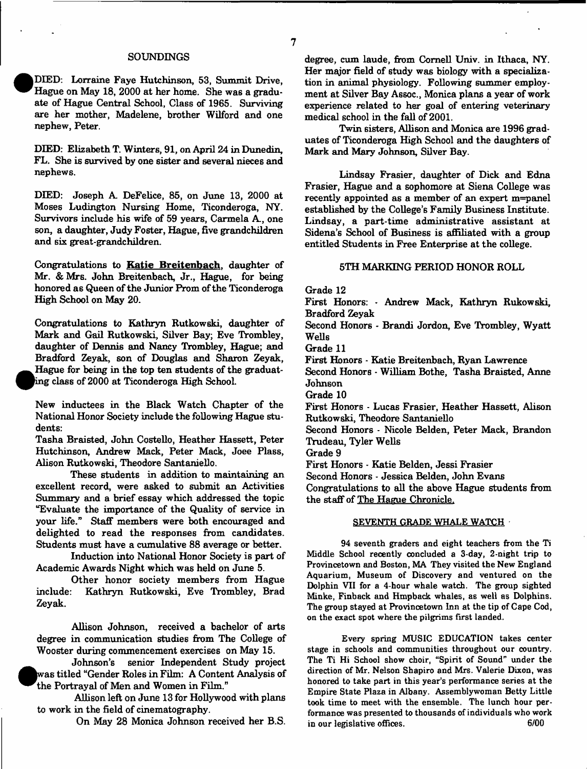## SOUNDINGS

DIED: Lorraine Faye Hutchinson, 53, Summit Drive, Hague on May 18, 2000 at her home. She was a graduate of Hague Central School, Class of 1965. Surviving are her mother, Madelene, brother Wilford and one nephew, Peter.

DIED: Elizabeth T. Winters, 91, on April 24 in Dunedin, FL. She is survived by one sister and several nieces and nephews.

DIED: Joseph A. DeFelice, 85, on June 13, 2000 at Moses Ludington Nursing Home, Ticonderoga, NY. Survivors include his wife of 59 years, Carmela A., one son, a daughter, Judy Foster, Hague, five grandchildren and six great-grandchildren.

Congratulations to **Katie Breitenbach**, daughter of Mr. & Mrs. John Breitenbach, Jr., Hague, for being honored as Queen of the Junior Prom of the Ticonderoga High School on May 20.

Congratulations to Kathryn Rutkowski, daughter of Mark and Gail Rutkowski, Silver Bay; Eve Trombley, daughter of Dennis and Nancy Trombley, Hague; and Bradford Zeyak, son of Douglas and Sharon Zeyak, Hague for being in the top ten students of the graduating class of 2000 at Ticonderoga High School.

New inductees in the Black Watch Chapter of the National Honor Society include the following Hague students:

Tasha Braisted, John Costello, Heather Hassett, Peter Hutchinson, Andrew Mack, Peter Mack, Joee Plass, Alison Rutkowski, Theodore Santaniello.

These students in addition to maintaining an excellent record, were asked to submit an Activities Summary and a brief essay which addressed the topic "Evaluate the importance of the Quality of service in your life." Staff members were both encouraged and delighted to read the responses from candidates. Students must have a cumulative 88 average or better.

Induction into National Honor Society is part of Academic Awards Night which was held on June 5.

Other honor society members from Hague include: Kathryn Rutkowski, Eve Trombley, Brad Zeyak.

Allison Johnson, received a bachelor of arts degree in communication studies from The College of Wooster during commencement exercises on May 15.

Johnson's senior Independent Study project was titled "Gender Roles in Film: A Content Analysis of the Portrayal of Men and Women in Film."

Allison left on June 13 for Hollywood with plans to work in the field of cinematography.

On May 28 Monica Johnson received her B.S. degree, cum laude, from Cornell Univ. in Ithaca, NY. Her major field of study was biology with a specialization in animal physiology. Following summer employment at Silver Bay Assoc., Monica plans a year of work experience related to her goal of entering veterinary medical school in the fall of 2001.

Twin sisters, Allison and Monica are 1996 graduates of Ticonderoga High School and the daughters of Mark and Mary Johnson, Silver Bay.

Lindsay Frasier, daughter of Dick and Edna Frasier, Hague and a sophomore at Siena College was recently appointed as a member of an expert m=panel established by the College's Family Business Institute. Lindsay, a part-time administrative assistant at Sidena's School of Business is affiliated with a group entitled Students in Free Enterprise at the college.

### 5TH MARKING PERIOD HONOR ROLL

Grade 12
First Honors: - Andrew Mack, Kathryn Rukowski, Bradford Zeyak
Second Honors - Brandi Jordon, Eve Trombley, Wyatt Wells

Grade 11
First Honors - Katie Breitenbach, Ryan Lawrence
Second Honors - William Bothe, Tasha Braisted, Anne Johnson

Grade 10
First Honors - Lucas Frasier, Heather Hassett, Alison Rutkowski, Theodore Santaniello
Second Honors - Nicole Belden, Peter Mack, Brandon Trudeau, Tyler Wells

Grade 9
First Honors - Katie Belden, Jessi Frasier
Second Honors - Jessica Belden, John Evans

Congratulations to all the above Hague students from the staff of The Hague Chronicle.

### SEVENTH GRADE WHALE WATCH

94 seventh graders and eight teachers from the Ti Middle School recently concluded a 3-day, 2-night trip to Provincetown and Boston, MA They visited the New England Aquarium, Museum of Discovery and ventured on the Dolphin VII for a 4-hour whale watch. The group sighted Minke, Finback and Hmpback whales, as well as Dolphins. The group stayed at Provincetown Inn at the tip of Cape Cod, on the exact spot where the pilgrims first landed.

Every spring MUSIC EDUCATION takes center stage in schools and communities throughout our country. The Ti Hi School show choir, "Spirit of Sound" under the direction of Mr. Nelson Shapiro and Mrs. Valerie Dixon, was honored to take part in this year's performance series at the Empire State Plaza in Albany. Assemblywoman Betty Little took time to meet with the ensemble. The lunch hour performance was presented to thousands of individuals who work in our legislative offices. 6/00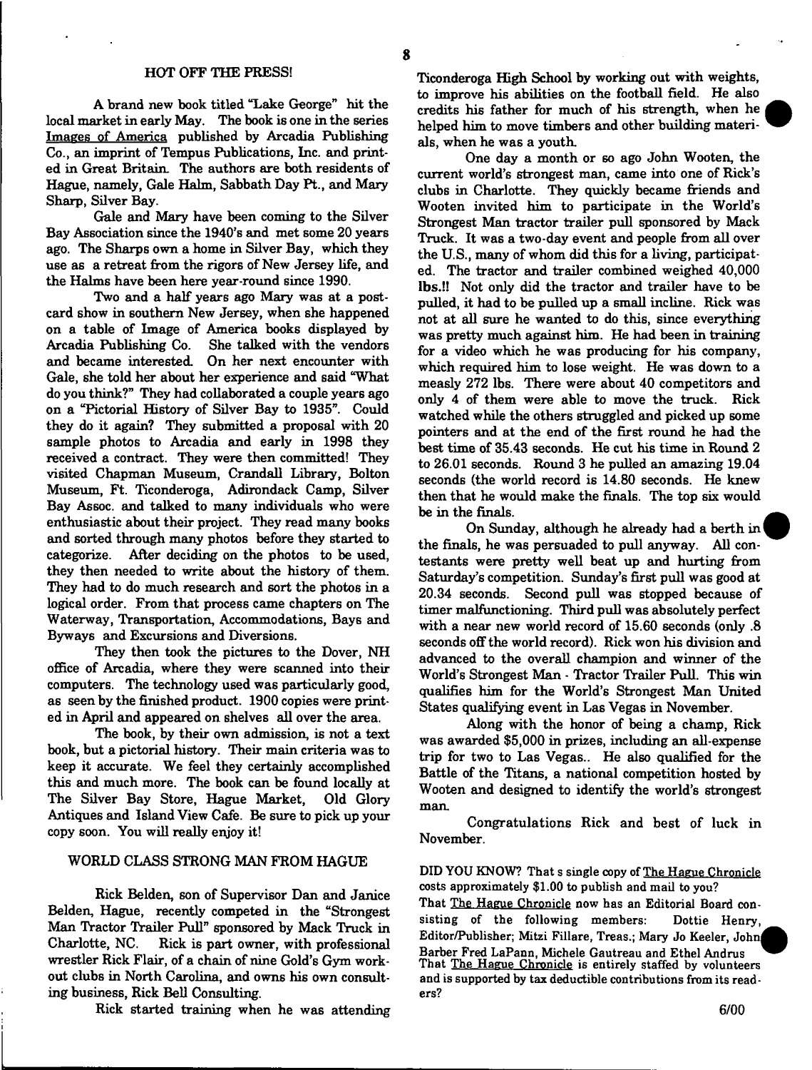## HOT OFF THE PRESS!

A brand new book titled "Lake George" hit the local market in early May. The book is one in the series Images of America published by Arcadia Publishing Co., an imprint of Tempus Publications, Inc. and printed in Great Britain. The authors are both residents of Hague, namely, Gale Halm, Sabbath Day Pt., and Mary Sharp, Silver Bay.

Gale and Mary have been coming to the Silver Bay Association since the 1940's and met some 20 years ago. The Sharps own a home in Silver Bay, which they use as a retreat from the rigors of New Jersey life, and the Halms have been here year-round since 1990.

Two and a half years ago Mary was at a postcard show in southern New Jersey, when she happened on a table of Image of America books displayed by Arcadia Publishing Co. She talked with the vendors and became interested. On her next encounter with Gale, she told her about her experience and said "What do you think?" They had collaborated a couple years ago on a "Pictorial History of Silver Bay to 1935". Could they do it again? They submitted a proposal with 20 sample photos to Arcadia and early in 1998 they received a contract. They were then committed! They visited Chapman Museum, Crandall Library, Bolton Museum, Ft. Ticonderoga, Adirondack Camp, Silver Bay Assoc. and talked to many individuals who were enthusiastic about their project. They read many books and sorted through many photos before they started to categorize. After deciding on the photos to be used, they then needed to write about the history of them. They had to do much research and sort the photos in a logical order. From that process came chapters on The Waterway, Transportation, Accommodations, Bays and Byways and Excursions and Diversions.

They then took the pictures to the Dover, NH office of Arcadia, where they were scanned into their computers. The technology used was particularly good, as seen by the finished product. 1900 copies were printed in April and appeared on shelves all over the area.

The book, by their own admission, is not a text book, but a pictorial history. Their main criteria was to keep it accurate. We feel they certainly accomplished this and much more. The book can be found locally at The Silver Bay Store, Hague Market, Old Glory Antiques and Island View Cafe. Be sure to pick up your copy soon. You will really enjoy it!

## WORLD CLASS STRONG MAN FROM HAGUE

Rick Belden, son of Supervisor Dan and Janice Belden, Hague, recently competed in the "Strongest Man Tractor Trailer Pull" sponsored by Mack Truck in Charlotte, NC. Rick is part owner, with professional wrestler Rick Flair, of a chain of nine Gold's Gym workout clubs in North Carolina, and owns his own consulting business, Rick Bell Consulting.

Rick started training when he was attending Ticonderoga High School by working out with weights, to improve his abilities on the football field. He also credits his father for much of his strength, when he helped him to move timbers and other building materials, when he was a youth.

One day a month or so ago John Wooten, the current world's strongest man, came into one of Rick's clubs in Charlotte. They quickly became friends and Wooten invited him to participate in the World's Strongest Man tractor trailer pull sponsored by Mack Truck. It was a two-day event and people from all over the U.S., many of whom did this for a living, participated. The tractor and trailer combined weighed 40,000 lbs.!! Not only did the tractor and trailer have to be pulled, it had to be pulled up a small incline. Rick was not at all sure he wanted to do this, since everything was pretty much against him. He had been in training for a video which he was producing for his company, which required him to lose weight. He was down to a measly 272 lbs. There were about 40 competitors and only 4 of them were able to move the truck. Rick watched while the others struggled and picked up some pointers and at the end of the first round he had the best time of 35.43 seconds. He cut his time in Round 2 to 26.01 seconds. Round 3 he pulled an amazing 19.04 seconds (the world record is 14.80 seconds. He knew then that he would make the finals. The top six would be in the finals.

On Sunday, although he already had a berth in the finals, he was persuaded to pull anyway. All contestants were pretty well beat up and hurting from Saturday's competition. Sunday's first pull was good at 20.34 seconds. Second pull was stopped because of timer malfunctioning. Third pull was absolutely perfect with a near new world record of 15.60 seconds (only .8 seconds off the world record). Rick won his division and advanced to the overall champion and winner of the World's Strongest Man - Tractor Trailer Pull. This win qualifies him for the World's Strongest Man United States qualifying event in Las Vegas in November.

Along with the honor of being a champ, Rick was awarded $5,000 in prizes, including an all-expense trip for two to Las Vegas.. He also qualified for the Battle of the Titans, a national competition hosted by Wooten and designed to identify the world's strongest man.

Congratulations Rick and best of luck in November.

DID YOU KNOW? That s single copy of The Hague Chronicle costs approximately $1.00 to publish and mail to you?

That The Hague Chronicle now has an Editorial Board consisting of the following members: Dottie Henry, Editor/Publisher; Mitzi Fillare, Treas.; Mary Jo Keeler, John Barber Fred LaPann, Michele Gautreau and Ethel Andrus

That The Hague Chronicle is entirely staffed by volunteers and is supported by tax deductible contributions from its readers?

6/00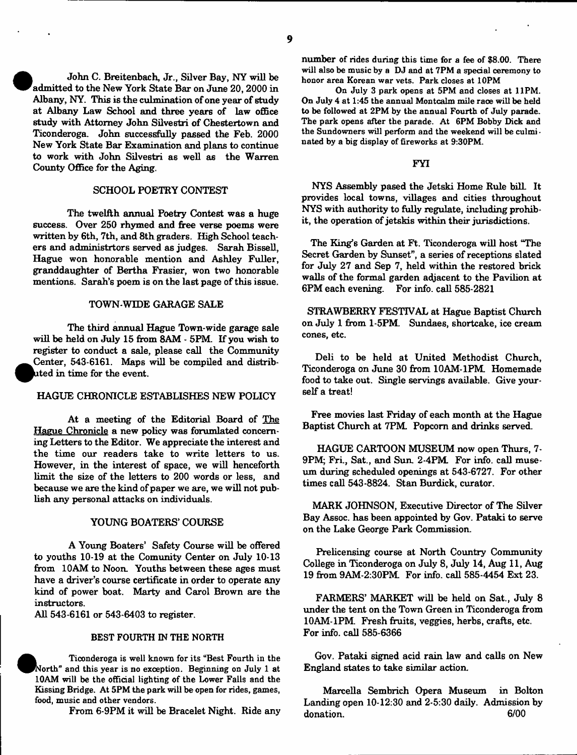John C. Breitenbach, Jr., Silver Bay, NY will be admitted to the New York State Bar on June 20, 2000 in Albany, NY. This is the culmination of one year of study at Albany Law School and three years of law office study with Attorney John Silvestri of Chestertown and Ticonderoga. John successfully passed the Feb. 2000 New York State Bar Examination and plans to continue to work with John Silvestri as well as the Warren County Office for the Aging.

## SCHOOL POETRY CONTEST

The twelfth annual Poetry Contest was a huge success. Over 250 rhymed and free verse poems were written by 6th, 7th, and 8th graders. High School teachers and administrtors served as judges. Sarah Bissell, Hague won honorable mention and Ashley Fuller, granddaughter of Bertha Frasier, won two honorable mentions. Sarah's poem is on the last page of this issue.

## TOWN-WIDE GARAGE SALE

The third annual Hague Town-wide garage sale will be held on July 15 from 8AM - 5PM. If you wish to register to conduct a sale, please call the Community Center, 543-6161. Maps will be compiled and distributed in time for the event.

## HAGUE CHRONICLE ESTABLISHES NEW POLICY

At a meeting of the Editorial Board of The Hague Chronicle a new policy was forumlated concerning Letters to the Editor. We appreciate the interest and the time our readers take to write letters to us. However, in the interest of space, we will henceforth limit the size of the letters to 200 words or less, and because we are the kind of paper we are, we will not publish any personal attacks on individuals.

## YOUNG BOATERS' COURSE

A Young Boaters' Safety Course will be offered to youths 10-19 at the Comunity Center on July 10-13 from 10AM to Noon. Youths between these ages must have a driver's course certificate in order to operate any kind of power boat. Marty and Carol Brown are the instructors.

All 543-6161 or 543-6403 to register.

## BEST FOURTH IN THE NORTH

Ticonderoga is well known for its "Best Fourth in the North" and this year is no exception. Beginning on July 1 at 10AM will be the official lighting of the Lower Falls and the Kissing Bridge. At 5PM the park will be open for rides, games, food, music and other vendors.

From 6-9PM it will be Bracelet Night. Ride any number of rides during this time for a fee of $8.00. There will also be music by a DJ and at 7PM a special ceremony to honor area Korean war vets. Park closes at 10PM

On July 3 park opens at 5PM and closes at 11PM. On July 4 at 1:45 the annual Montcalm mile race will be held to be followed at 2PM by the annual Fourth of July parade. The park opens after the parade. At 6PM Bobby Dick and the Sundowners will perform and the weekend will be culminated by a big display of fireworks at 9:30PM.

## FYI

NYS Assembly pased the Jetski Home Rule bill. It provides local towns, villages and cities throughout NYS with authority to fully regulate, including prohibit, the operation of jetskis within their jurisdictions.

The King's Garden at Ft. Ticonderoga will host "The Secret Garden by Sunset", a series of receptions slated for July 27 and Sep 7, held within the restored brick walls of the formal garden adjacent to the Pavilion at 6PM each evening. For info. call 585-2821

STRAWBERRY FESTIVAL at Hague Baptist Church on July 1 from 1-5PM. Sundaes, shortcake, ice cream cones, etc.

Deli to be held at United Methodist Church, Ticonderoga on June 30 from 10AM-1PM. Homemade food to take out. Single servings available. Give yourself a treat!

Free movies last Friday of each month at the Hague Baptist Church at 7PM. Popcorn and drinks served.

HAGUE CARTOON MUSEUM now open Thurs, 7-9PM; Fri., Sat., and Sun. 2-4PM. For info. call museum during scheduled openings at 543-6727. For other times call 543-8824. Stan Burdick, curator.

MARK JOHNSON, Executive Director of The Silver Bay Assoc. has been appointed by Gov. Pataki to serve on the Lake George Park Commission.

Prelicensing course at North Country Community College in Ticonderoga on July 8, July 14, Aug 11, Aug 19 from 9AM-2:30PM. For info. call 585-4454 Ext 23.

FARMERS' MARKET will be held on Sat., July 8 under the tent on the Town Green in Ticonderoga from 10AM-1PM. Fresh fruits, veggies, herbs, crafts, etc. For info. call 585-6366

Gov. Pataki signed acid rain law and calls on New England states to take similar action.

Marcella Sembrich Opera Museum in Bolton Landing open 10-12:30 and 2-5:30 daily. Admission by donation. 6/00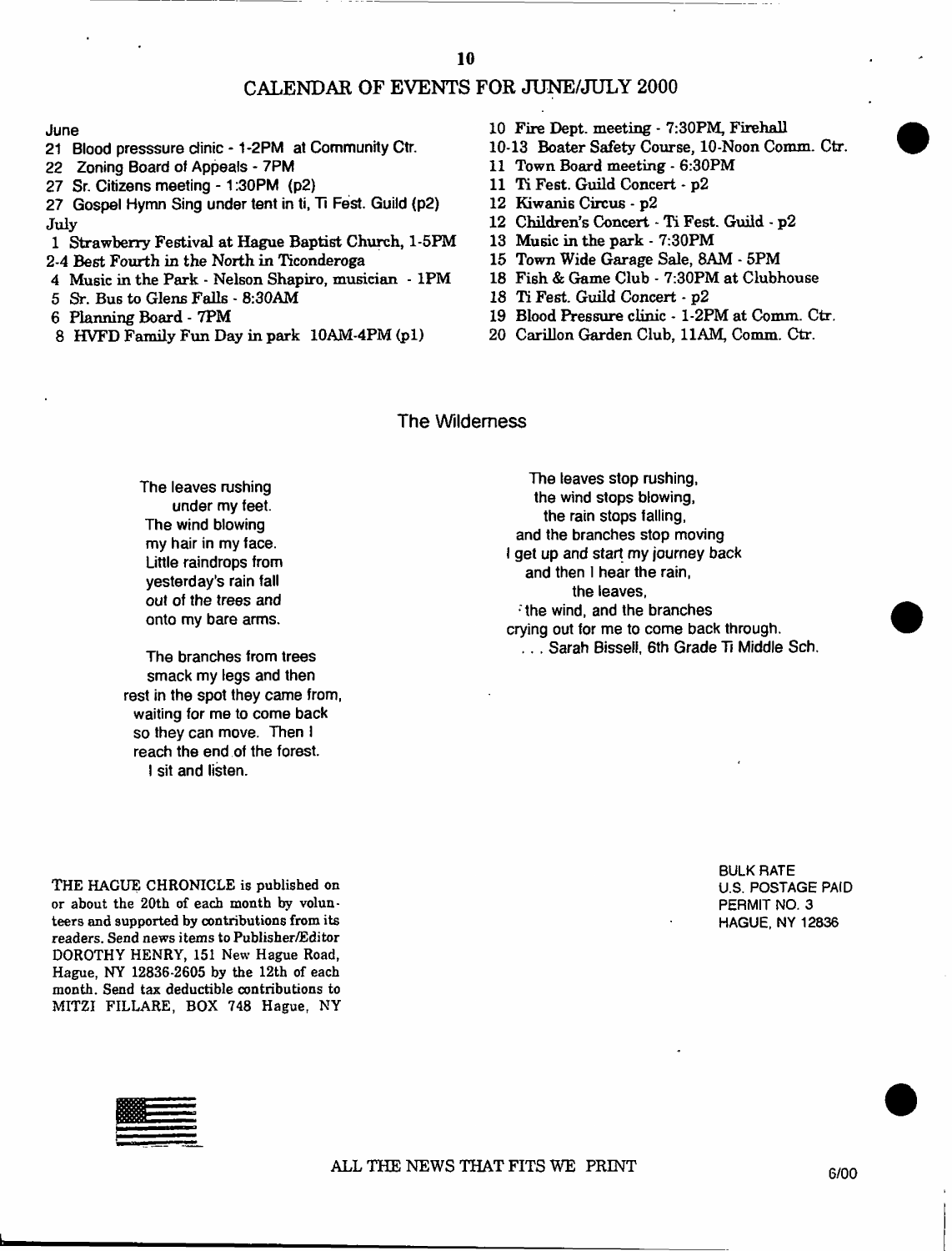## CALENDAR OF EVENTS FOR JUNE/JULY 2000

June

- 21 Blood presssure clinic - 1-2PM at Community Ctr.
- 22 Zoning Board of Appeals - 7PM
- 27 Sr. Citizens meeting - 1:30PM (p2)
- 27 Gospel Hymn Sing under tent in ti, Ti Fest. Guild (p2)

July

- 1 Strawberry Festival at Hague Baptist Church, 1-5PM
- 2-4 Best Fourth in the North in Ticonderoga
- 4 Music in the Park - Nelson Shapiro, musician - 1PM
- 5 Sr. Bus to Glens Falls - 8:30AM
- 6 Planning Board - 7PM
- 8 HVFD Family Fun Day in park 10AM-4PM (p1)
- 10 Fire Dept. meeting - 7:30PM, Firehall
- 10-13 Boater Safety Course, 10-Noon Comm. Ctr.
- 11 Town Board meeting - 6:30PM
- 11 Ti Fest. Guild Concert - p2
- 12 Kiwanis Circus - p2
- 12 Children's Concert - Ti Fest. Guild - p2
- 13 Music in the park - 7:30PM
- 15 Town Wide Garage Sale, 8AM - 5PM
- 18 Fish & Game Club - 7:30PM at Clubhouse
- 18 Ti Fest. Guild Concert - p2
- 19 Blood Pressure clinic - 1-2PM at Comm. Ctr.
- 20 Carillon Garden Club, 11AM, Comm. Ctr.

## The Wilderness

The leaves rushing
under my feet.
The wind blowing
my hair in my face.
Little raindrops from
yesterday's rain fall
out of the trees and
onto my bare arms.

The branches from trees
smack my legs and then
rest in the spot they came from,
waiting for me to come back
so they can move. Then I
reach the end of the forest.
I sit and listen.

The leaves stop rushing,
the wind stops blowing,
the rain stops falling,
and the branches stop moving
I get up and start my journey back
and then I hear the rain,
the leaves,
the wind, and the branches
crying out for me to come back through.

. . . Sarah Bissell, 6th Grade Ti Middle Sch.

THE HAGUE CHRONICLE is published on or about the 20th of each month by volunteers and supported by contributions from its readers. Send news items to Publisher/Editor DOROTHY HENRY, 151 New Hague Road, Hague, NY 12836-2605 by the 12th of each month. Send tax deductible contributions to MITZI FILLARE, BOX 748 Hague, NY

BULK RATE
U.S. POSTAGE PAID
PERMIT NO. 3
HAGUE, NY 12836

ALL THE NEWS THAT FITS WE PRINT

6/00